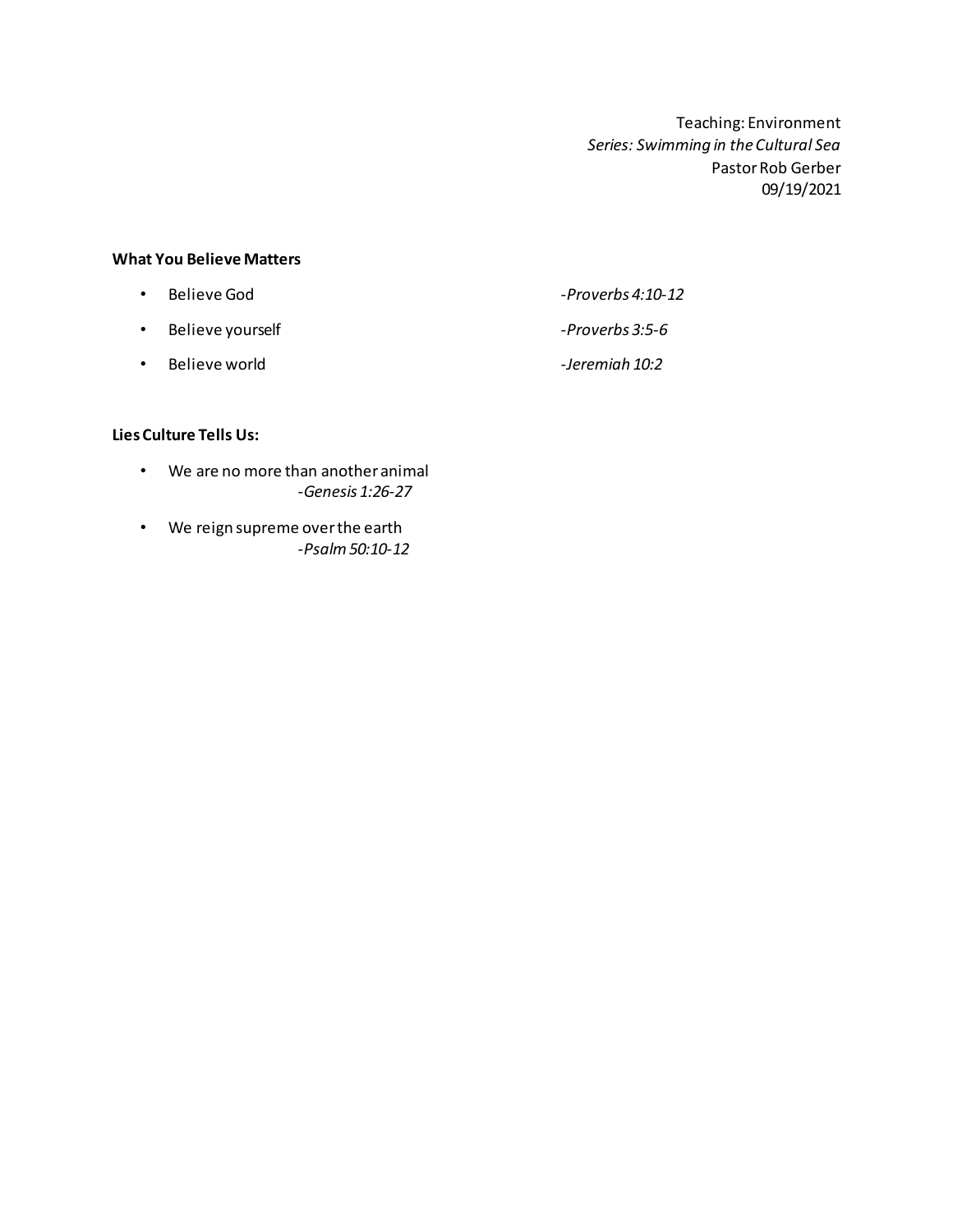Teaching: Environment
*Series: Swimming in the Cultural Sea*
Pastor Rob Gerber
09/19/2021

**What You Believe Matters**

- Believe God *-Proverbs 4:10-12*
- Believe yourself *-Proverbs 3:5-6*
- Believe world *-Jeremiah 10:2*

**Lies Culture Tells Us:**

- We are no more than another animal
  *-Genesis 1:26-27*
- We reign supreme over the earth
  *-Psalm 50:10-12*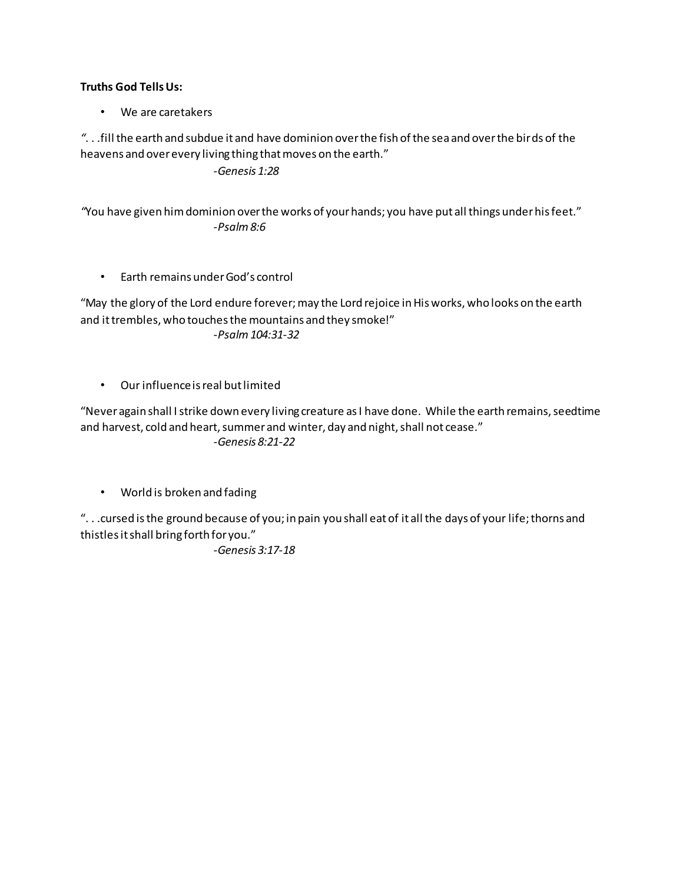**Truths God Tells Us:**

- We are caretakers

". . .fill the earth and subdue it and have dominion over the fish of the sea and over the birds of the heavens and over every living thing that moves on the earth."

*-Genesis 1:28*

"You have given him dominion over the works of your hands; you have put all things under his feet."

*-Psalm 8:6*

- Earth remains under God's control

"May the glory of the Lord endure forever; may the Lord rejoice in His works, who looks on the earth and it trembles, who touches the mountains and they smoke!"

*-Psalm 104:31-32*

- Our influence is real but limited

"Never again shall I strike down every living creature as I have done. While the earth remains, seedtime and harvest, cold and heart, summer and winter, day and night, shall not cease."

*-Genesis 8:21-22*

- World is broken and fading

". . .cursed is the ground because of you; in pain you shall eat of it all the days of your life; thorns and thistles it shall bring forth for you."

*-Genesis 3:17-18*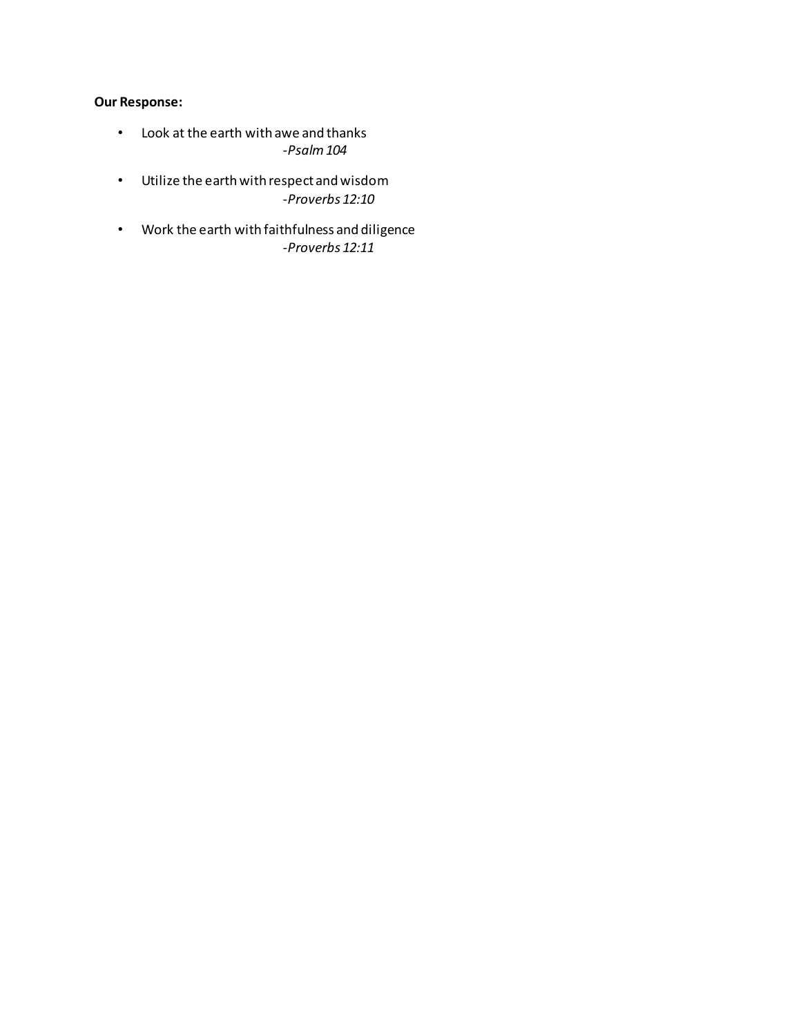**Our Response:**

- Look at the earth with awe and thanks
  *-Psalm 104*
- Utilize the earth with respect and wisdom
  *-Proverbs 12:10*
- Work the earth with faithfulness and diligence
  *-Proverbs 12:11*